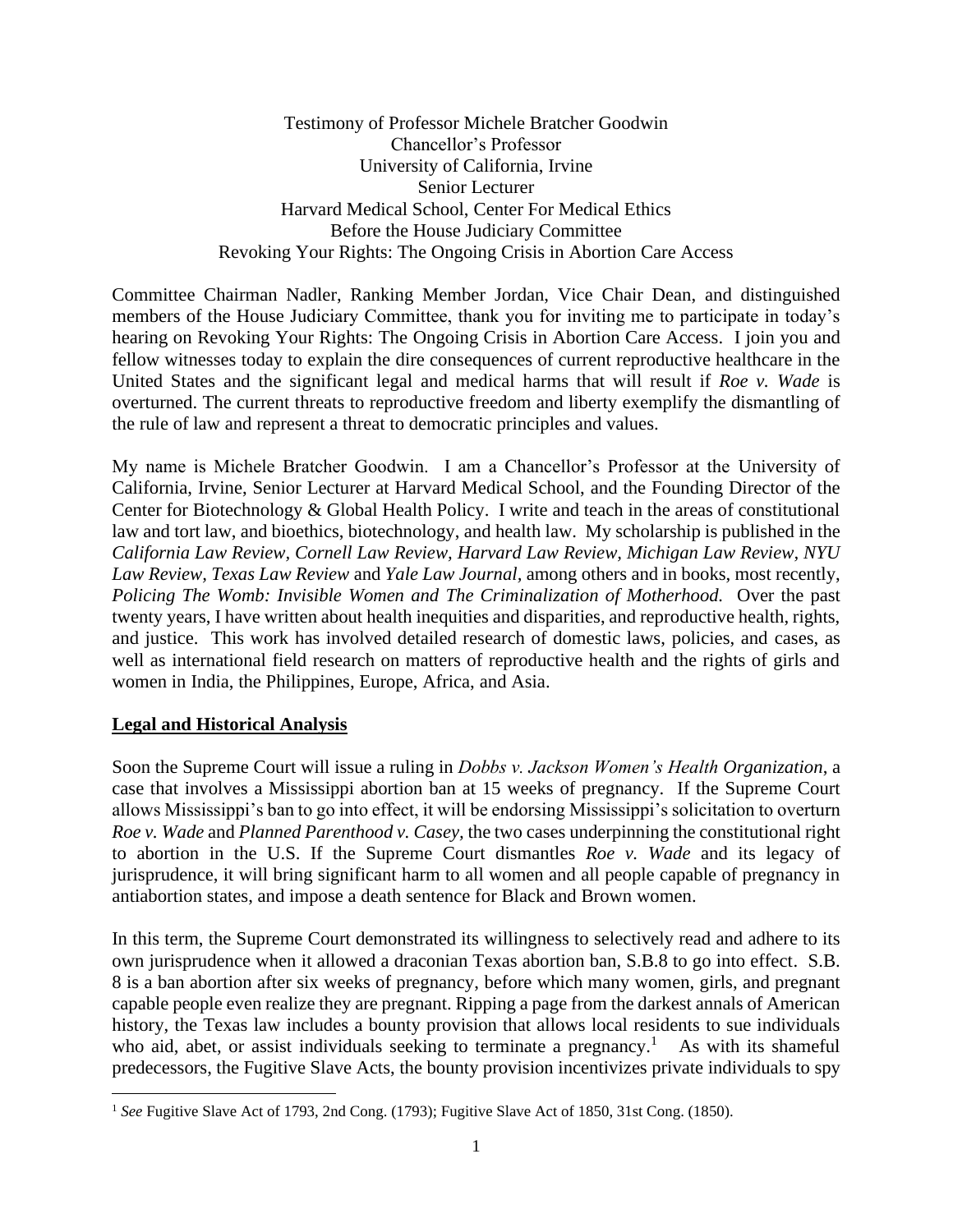Testimony of Professor Michele Bratcher Goodwin
Chancellor's Professor
University of California, Irvine
Senior Lecturer
Harvard Medical School, Center For Medical Ethics
Before the House Judiciary Committee
Revoking Your Rights: The Ongoing Crisis in Abortion Care Access

Committee Chairman Nadler, Ranking Member Jordan, Vice Chair Dean, and distinguished members of the House Judiciary Committee, thank you for inviting me to participate in today's hearing on Revoking Your Rights: The Ongoing Crisis in Abortion Care Access. I join you and fellow witnesses today to explain the dire consequences of current reproductive healthcare in the United States and the significant legal and medical harms that will result if *Roe v. Wade* is overturned. The current threats to reproductive freedom and liberty exemplify the dismantling of the rule of law and represent a threat to democratic principles and values.

My name is Michele Bratcher Goodwin. I am a Chancellor's Professor at the University of California, Irvine, Senior Lecturer at Harvard Medical School, and the Founding Director of the Center for Biotechnology & Global Health Policy. I write and teach in the areas of constitutional law and tort law, and bioethics, biotechnology, and health law. My scholarship is published in the *California Law Review*, *Cornell Law Review*, *Harvard Law Review*, *Michigan Law Review*, *NYU Law Review*, *Texas Law Review* and *Yale Law Journal*, among others and in books, most recently, *Policing The Womb: Invisible Women and The Criminalization of Motherhood.* Over the past twenty years, I have written about health inequities and disparities, and reproductive health, rights, and justice. This work has involved detailed research of domestic laws, policies, and cases, as well as international field research on matters of reproductive health and the rights of girls and women in India, the Philippines, Europe, Africa, and Asia.

## Legal and Historical Analysis

Soon the Supreme Court will issue a ruling in *Dobbs v. Jackson Women's Health Organization*, a case that involves a Mississippi abortion ban at 15 weeks of pregnancy. If the Supreme Court allows Mississippi's ban to go into effect, it will be endorsing Mississippi's solicitation to overturn *Roe v. Wade* and *Planned Parenthood v. Casey*, the two cases underpinning the constitutional right to abortion in the U.S. If the Supreme Court dismantles *Roe v. Wade* and its legacy of jurisprudence, it will bring significant harm to all women and all people capable of pregnancy in antiabortion states, and impose a death sentence for Black and Brown women.

In this term, the Supreme Court demonstrated its willingness to selectively read and adhere to its own jurisprudence when it allowed a draconian Texas abortion ban, S.B.8 to go into effect. S.B. 8 is a ban abortion after six weeks of pregnancy, before which many women, girls, and pregnant capable people even realize they are pregnant. Ripping a page from the darkest annals of American history, the Texas law includes a bounty provision that allows local residents to sue individuals who aid, abet, or assist individuals seeking to terminate a pregnancy.[1] As with its shameful predecessors, the Fugitive Slave Acts, the bounty provision incentivizes private individuals to spy

[1] *See* Fugitive Slave Act of 1793, 2nd Cong. (1793); Fugitive Slave Act of 1850, 31st Cong. (1850).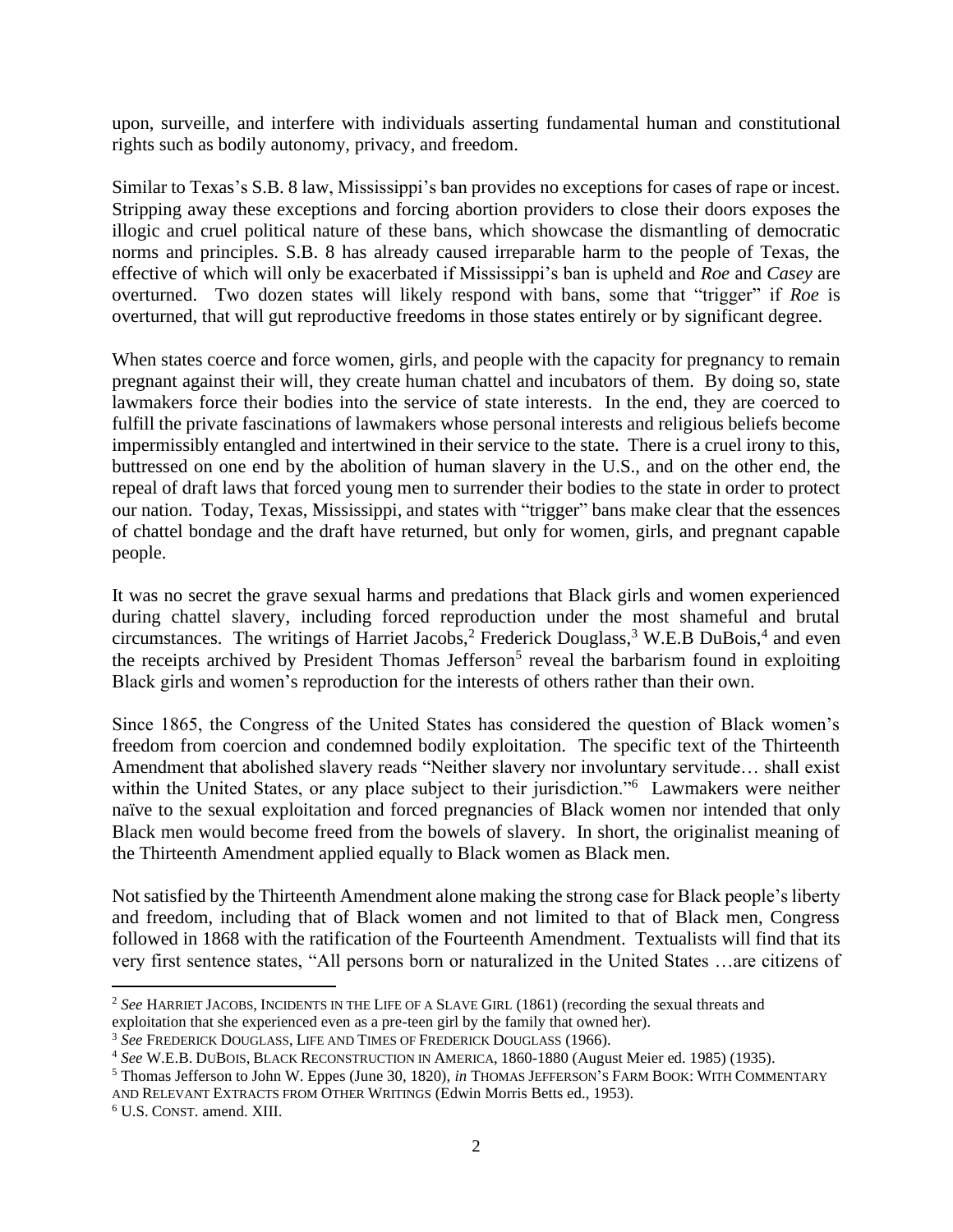upon, surveille, and interfere with individuals asserting fundamental human and constitutional rights such as bodily autonomy, privacy, and freedom.

Similar to Texas's S.B. 8 law, Mississippi's ban provides no exceptions for cases of rape or incest. Stripping away these exceptions and forcing abortion providers to close their doors exposes the illogic and cruel political nature of these bans, which showcase the dismantling of democratic norms and principles. S.B. 8 has already caused irreparable harm to the people of Texas, the effective of which will only be exacerbated if Mississippi's ban is upheld and *Roe* and *Casey* are overturned. Two dozen states will likely respond with bans, some that "trigger" if *Roe* is overturned, that will gut reproductive freedoms in those states entirely or by significant degree.

When states coerce and force women, girls, and people with the capacity for pregnancy to remain pregnant against their will, they create human chattel and incubators of them. By doing so, state lawmakers force their bodies into the service of state interests. In the end, they are coerced to fulfill the private fascinations of lawmakers whose personal interests and religious beliefs become impermissibly entangled and intertwined in their service to the state. There is a cruel irony to this, buttressed on one end by the abolition of human slavery in the U.S., and on the other end, the repeal of draft laws that forced young men to surrender their bodies to the state in order to protect our nation. Today, Texas, Mississippi, and states with "trigger" bans make clear that the essences of chattel bondage and the draft have returned, but only for women, girls, and pregnant capable people.

It was no secret the grave sexual harms and predations that Black girls and women experienced during chattel slavery, including forced reproduction under the most shameful and brutal circumstances. The writings of Harriet Jacobs,[2] Frederick Douglass,[3] W.E.B DuBois,[4] and even the receipts archived by President Thomas Jefferson[5] reveal the barbarism found in exploiting Black girls and women's reproduction for the interests of others rather than their own.

Since 1865, the Congress of the United States has considered the question of Black women's freedom from coercion and condemned bodily exploitation. The specific text of the Thirteenth Amendment that abolished slavery reads "Neither slavery nor involuntary servitude… shall exist within the United States, or any place subject to their jurisdiction."[6] Lawmakers were neither naïve to the sexual exploitation and forced pregnancies of Black women nor intended that only Black men would become freed from the bowels of slavery. In short, the originalist meaning of the Thirteenth Amendment applied equally to Black women as Black men.

Not satisfied by the Thirteenth Amendment alone making the strong case for Black people's liberty and freedom, including that of Black women and not limited to that of Black men, Congress followed in 1868 with the ratification of the Fourteenth Amendment. Textualists will find that its very first sentence states, "All persons born or naturalized in the United States …are citizens of

---

[2] *See* HARRIET JACOBS, INCIDENTS IN THE LIFE OF A SLAVE GIRL (1861) (recording the sexual threats and exploitation that she experienced even as a pre-teen girl by the family that owned her).

[3] *See* FREDERICK DOUGLASS, LIFE AND TIMES OF FREDERICK DOUGLASS (1966).

[4] *See* W.E.B. DUBOIS, BLACK RECONSTRUCTION IN AMERICA, 1860-1880 (August Meier ed. 1985) (1935).

[5] Thomas Jefferson to John W. Eppes (June 30, 1820), *in* THOMAS JEFFERSON'S FARM BOOK: WITH COMMENTARY AND RELEVANT EXTRACTS FROM OTHER WRITINGS (Edwin Morris Betts ed., 1953).

[6] U.S. CONST. amend. XIII.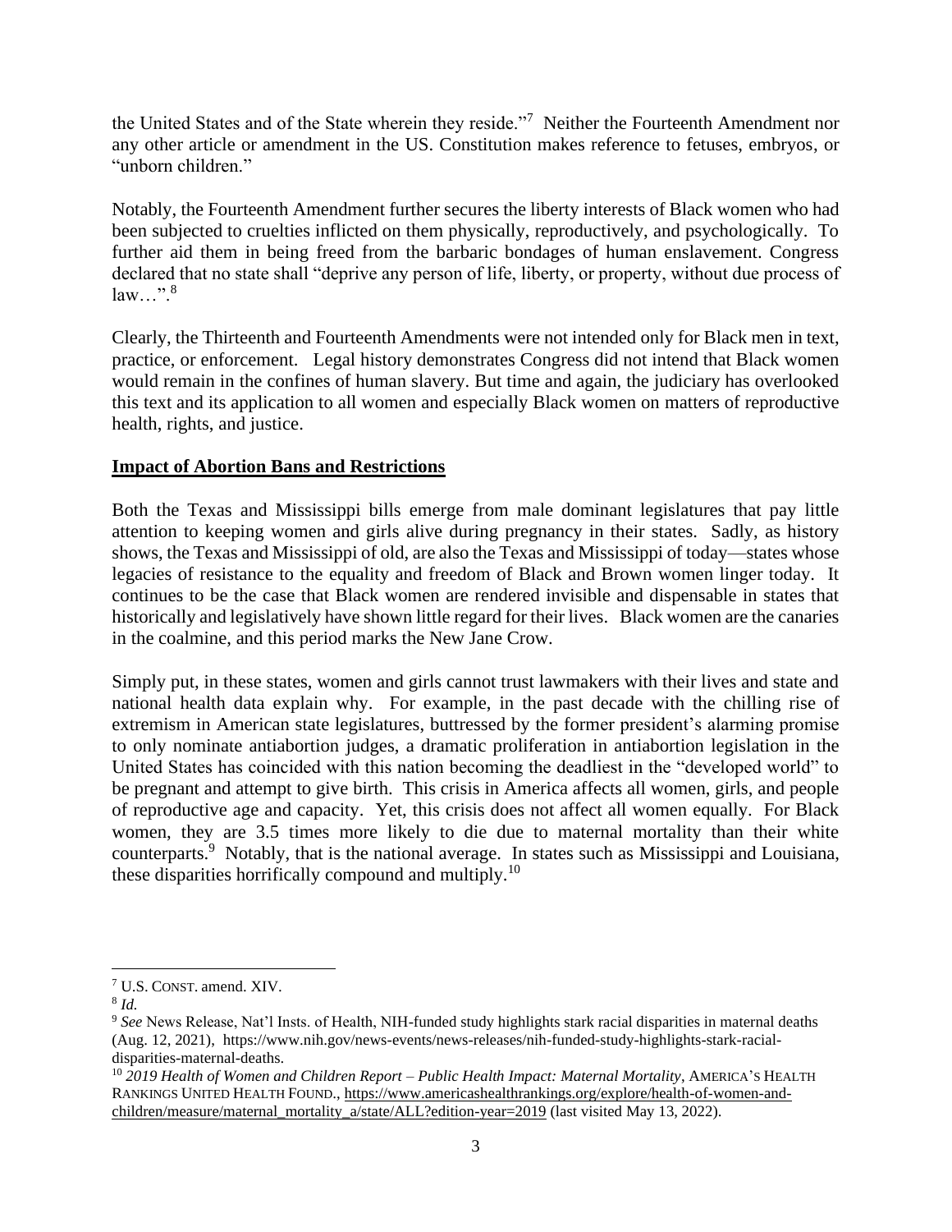the United States and of the State wherein they reside."[7] Neither the Fourteenth Amendment nor any other article or amendment in the US. Constitution makes reference to fetuses, embryos, or "unborn children."

Notably, the Fourteenth Amendment further secures the liberty interests of Black women who had been subjected to cruelties inflicted on them physically, reproductively, and psychologically. To further aid them in being freed from the barbaric bondages of human enslavement. Congress declared that no state shall "deprive any person of life, liberty, or property, without due process of law…".[8]

Clearly, the Thirteenth and Fourteenth Amendments were not intended only for Black men in text, practice, or enforcement. Legal history demonstrates Congress did not intend that Black women would remain in the confines of human slavery. But time and again, the judiciary has overlooked this text and its application to all women and especially Black women on matters of reproductive health, rights, and justice.

## Impact of Abortion Bans and Restrictions

Both the Texas and Mississippi bills emerge from male dominant legislatures that pay little attention to keeping women and girls alive during pregnancy in their states. Sadly, as history shows, the Texas and Mississippi of old, are also the Texas and Mississippi of today—states whose legacies of resistance to the equality and freedom of Black and Brown women linger today. It continues to be the case that Black women are rendered invisible and dispensable in states that historically and legislatively have shown little regard for their lives. Black women are the canaries in the coalmine, and this period marks the New Jane Crow.

Simply put, in these states, women and girls cannot trust lawmakers with their lives and state and national health data explain why. For example, in the past decade with the chilling rise of extremism in American state legislatures, buttressed by the former president's alarming promise to only nominate antiabortion judges, a dramatic proliferation in antiabortion legislation in the United States has coincided with this nation becoming the deadliest in the "developed world" to be pregnant and attempt to give birth. This crisis in America affects all women, girls, and people of reproductive age and capacity. Yet, this crisis does not affect all women equally. For Black women, they are 3.5 times more likely to die due to maternal mortality than their white counterparts.[9] Notably, that is the national average. In states such as Mississippi and Louisiana, these disparities horrifically compound and multiply.[10]

---

[7] U.S. CONST. amend. XIV.

[8] *Id.*

[9] *See* News Release, Nat'l Insts. of Health, NIH-funded study highlights stark racial disparities in maternal deaths (Aug. 12, 2021), https://www.nih.gov/news-events/news-releases/nih-funded-study-highlights-stark-racial-disparities-maternal-deaths.

[10] *2019 Health of Women and Children Report – Public Health Impact: Maternal Mortality*, AMERICA'S HEALTH RANKINGS UNITED HEALTH FOUND., https://www.americashealthrankings.org/explore/health-of-women-and-children/measure/maternal_mortality_a/state/ALL?edition-year=2019 (last visited May 13, 2022).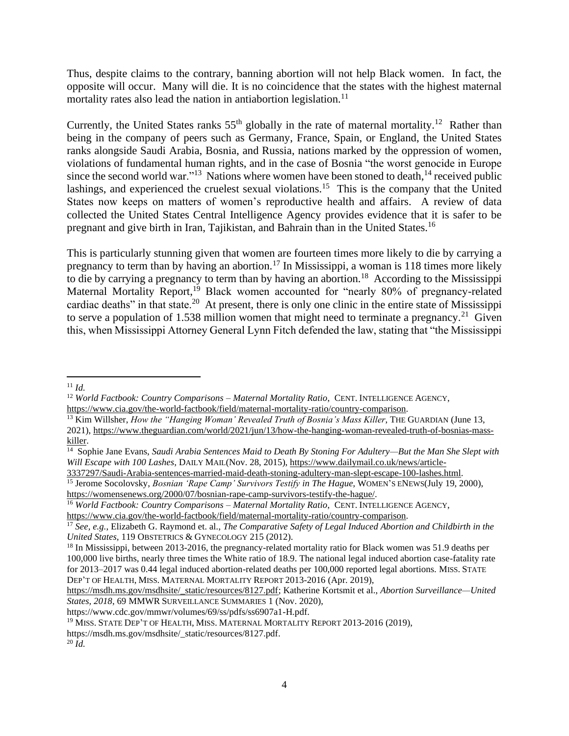Thus, despite claims to the contrary, banning abortion will not help Black women. In fact, the opposite will occur. Many will die. It is no coincidence that the states with the highest maternal mortality rates also lead the nation in antiabortion legislation.[11]

Currently, the United States ranks 55th globally in the rate of maternal mortality.[12] Rather than being in the company of peers such as Germany, France, Spain, or England, the United States ranks alongside Saudi Arabia, Bosnia, and Russia, nations marked by the oppression of women, violations of fundamental human rights, and in the case of Bosnia "the worst genocide in Europe since the second world war."[13] Nations where women have been stoned to death,[14] received public lashings, and experienced the cruelest sexual violations.[15] This is the company that the United States now keeps on matters of women's reproductive health and affairs. A review of data collected the United States Central Intelligence Agency provides evidence that it is safer to be pregnant and give birth in Iran, Tajikistan, and Bahrain than in the United States.[16]

This is particularly stunning given that women are fourteen times more likely to die by carrying a pregnancy to term than by having an abortion.[17] In Mississippi, a woman is 118 times more likely to die by carrying a pregnancy to term than by having an abortion.[18] According to the Mississippi Maternal Mortality Report,[19] Black women accounted for "nearly 80% of pregnancy-related cardiac deaths" in that state.[20] At present, there is only one clinic in the entire state of Mississippi to serve a population of 1.538 million women that might need to terminate a pregnancy.[21] Given this, when Mississippi Attorney General Lynn Fitch defended the law, stating that "the Mississippi

---

[11] *Id.*

[12] *World Factbook: Country Comparisons – Maternal Mortality Ratio*, CENT. INTELLIGENCE AGENCY, https://www.cia.gov/the-world-factbook/field/maternal-mortality-ratio/country-comparison.

[13] Kim Willsher, *How the "Hanging Woman' Revealed Truth of Bosnia's Mass Killer*, THE GUARDIAN (June 13, 2021), https://www.theguardian.com/world/2021/jun/13/how-the-hanging-woman-revealed-truth-of-bosnias-mass-killer.

[14] Sophie Jane Evans, *Saudi Arabia Sentences Maid to Death By Stoning For Adultery—But the Man She Slept with Will Escape with 100 Lashes*, DAILY MAIL(Nov. 28, 2015), https://www.dailymail.co.uk/news/article-3337297/Saudi-Arabia-sentences-married-maid-death-stoning-adultery-man-slept-escape-100-lashes.html.

[15] Jerome Socolovsky, *Bosnian 'Rape Camp' Survivors Testify in The Hague*, WOMEN'S ENEWS(July 19, 2000), https://womensenews.org/2000/07/bosnian-rape-camp-survivors-testify-the-hague/.

[16] *World Factbook: Country Comparisons – Maternal Mortality Ratio*, CENT. INTELLIGENCE AGENCY, https://www.cia.gov/the-world-factbook/field/maternal-mortality-ratio/country-comparison.

[17] *See, e.g.,* Elizabeth G. Raymond et. al., *The Comparative Safety of Legal Induced Abortion and Childbirth in the United States,* 119 OBSTETRICS & GYNECOLOGY 215 (2012).

[18] In Mississippi, between 2013-2016, the pregnancy-related mortality ratio for Black women was 51.9 deaths per 100,000 live births, nearly three times the White ratio of 18.9. The national legal induced abortion case-fatality rate for 2013–2017 was 0.44 legal induced abortion-related deaths per 100,000 reported legal abortions. MISS. STATE DEP'T OF HEALTH, MISS. MATERNAL MORTALITY REPORT 2013-2016 (Apr. 2019), https://msdh.ms.gov/msdhsite/_static/resources/8127.pdf; Katherine Kortsmit et al., *Abortion Surveillance—United States, 2018*, 69 MMWR SURVEILLANCE SUMMARIES 1 (Nov. 2020), https://www.cdc.gov/mmwr/volumes/69/ss/pdfs/ss6907a1-H.pdf.

[19] MISS. STATE DEP'T OF HEALTH, MISS. MATERNAL MORTALITY REPORT 2013-2016 (2019), https://msdh.ms.gov/msdhsite/_static/resources/8127.pdf.

[20] *Id.*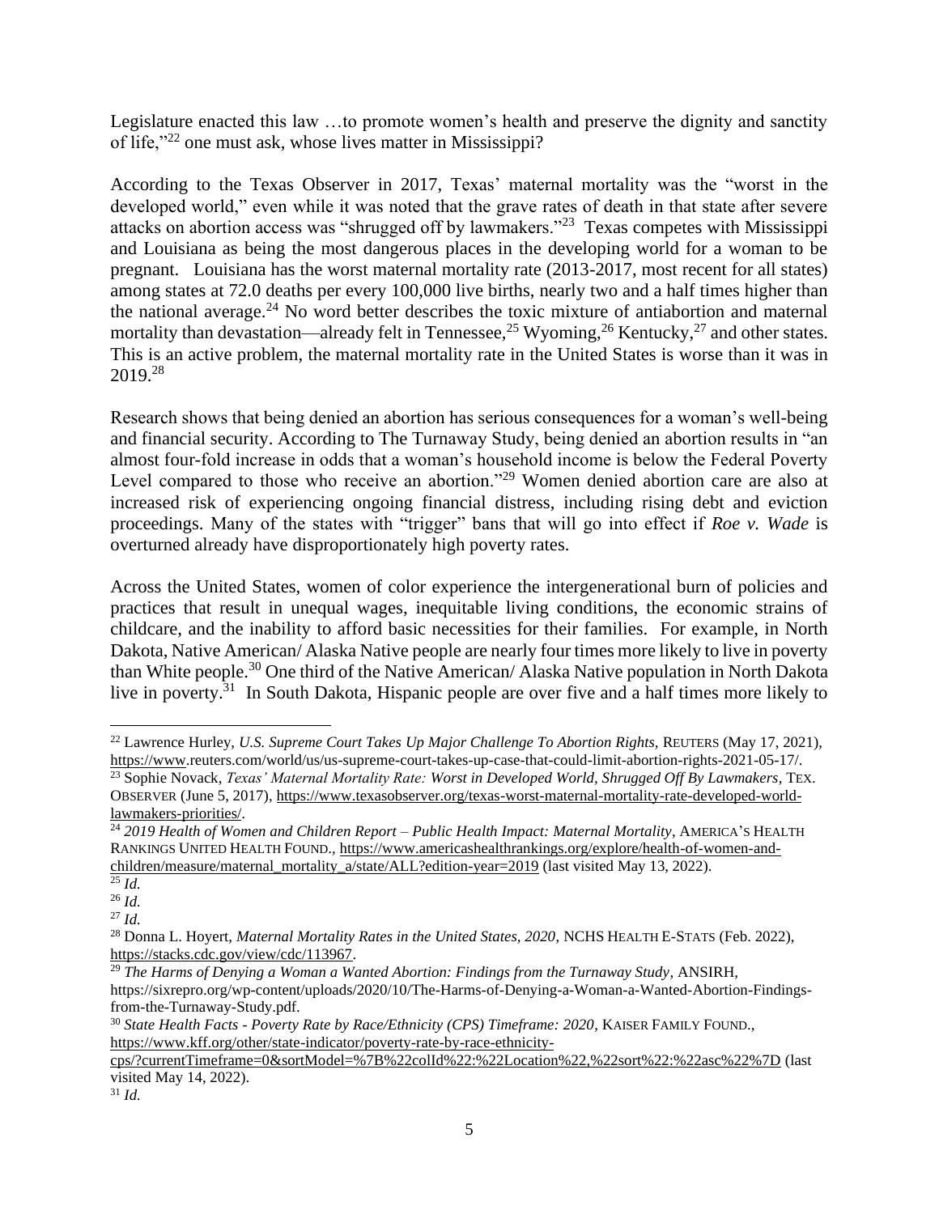Legislature enacted this law …to promote women's health and preserve the dignity and sanctity of life,"[22] one must ask, whose lives matter in Mississippi?

According to the Texas Observer in 2017, Texas' maternal mortality was the "worst in the developed world," even while it was noted that the grave rates of death in that state after severe attacks on abortion access was "shrugged off by lawmakers."[23] Texas competes with Mississippi and Louisiana as being the most dangerous places in the developing world for a woman to be pregnant. Louisiana has the worst maternal mortality rate (2013-2017, most recent for all states) among states at 72.0 deaths per every 100,000 live births, nearly two and a half times higher than the national average.[24] No word better describes the toxic mixture of antiabortion and maternal mortality than devastation—already felt in Tennessee,[25] Wyoming,[26] Kentucky,[27] and other states. This is an active problem, the maternal mortality rate in the United States is worse than it was in 2019.[28]

Research shows that being denied an abortion has serious consequences for a woman's well-being and financial security. According to The Turnaway Study, being denied an abortion results in "an almost four-fold increase in odds that a woman's household income is below the Federal Poverty Level compared to those who receive an abortion."[29] Women denied abortion care are also at increased risk of experiencing ongoing financial distress, including rising debt and eviction proceedings. Many of the states with "trigger" bans that will go into effect if *Roe v. Wade* is overturned already have disproportionately high poverty rates.

Across the United States, women of color experience the intergenerational burn of policies and practices that result in unequal wages, inequitable living conditions, the economic strains of childcare, and the inability to afford basic necessities for their families. For example, in North Dakota, Native American/ Alaska Native people are nearly four times more likely to live in poverty than White people.[30] One third of the Native American/ Alaska Native population in North Dakota live in poverty.[31] In South Dakota, Hispanic people are over five and a half times more likely to

---

[22] Lawrence Hurley, *U.S. Supreme Court Takes Up Major Challenge To Abortion Rights*, REUTERS (May 17, 2021), https://www.reuters.com/world/us/us-supreme-court-takes-up-case-that-could-limit-abortion-rights-2021-05-17/.

[23] Sophie Novack, *Texas' Maternal Mortality Rate: Worst in Developed World, Shrugged Off By Lawmakers*, TEX. OBSERVER (June 5, 2017), https://www.texasobserver.org/texas-worst-maternal-mortality-rate-developed-world-lawmakers-priorities/.

[24] *2019 Health of Women and Children Report – Public Health Impact: Maternal Mortality*, AMERICA'S HEALTH RANKINGS UNITED HEALTH FOUND., https://www.americashealthrankings.org/explore/health-of-women-and-children/measure/maternal_mortality_a/state/ALL?edition-year=2019 (last visited May 13, 2022).

[25] *Id.*

[26] *Id.*

[27] *Id.*

[28] Donna L. Hoyert, *Maternal Mortality Rates in the United States, 2020*, NCHS HEALTH E-STATS (Feb. 2022), https://stacks.cdc.gov/view/cdc/113967.

[29] *The Harms of Denying a Woman a Wanted Abortion: Findings from the Turnaway Study*, ANSIRH, https://sixrepro.org/wp-content/uploads/2020/10/The-Harms-of-Denying-a-Woman-a-Wanted-Abortion-Findings-from-the-Turnaway-Study.pdf.

[30] *State Health Facts - Poverty Rate by Race/Ethnicity (CPS) Timeframe: 2020*, KAISER FAMILY FOUND., https://www.kff.org/other/state-indicator/poverty-rate-by-race-ethnicity-cps/?currentTimeframe=0&sortModel=%7B%22colId%22:%22Location%22,%22sort%22:%22asc%22%7D (last visited May 14, 2022).

[31] *Id.*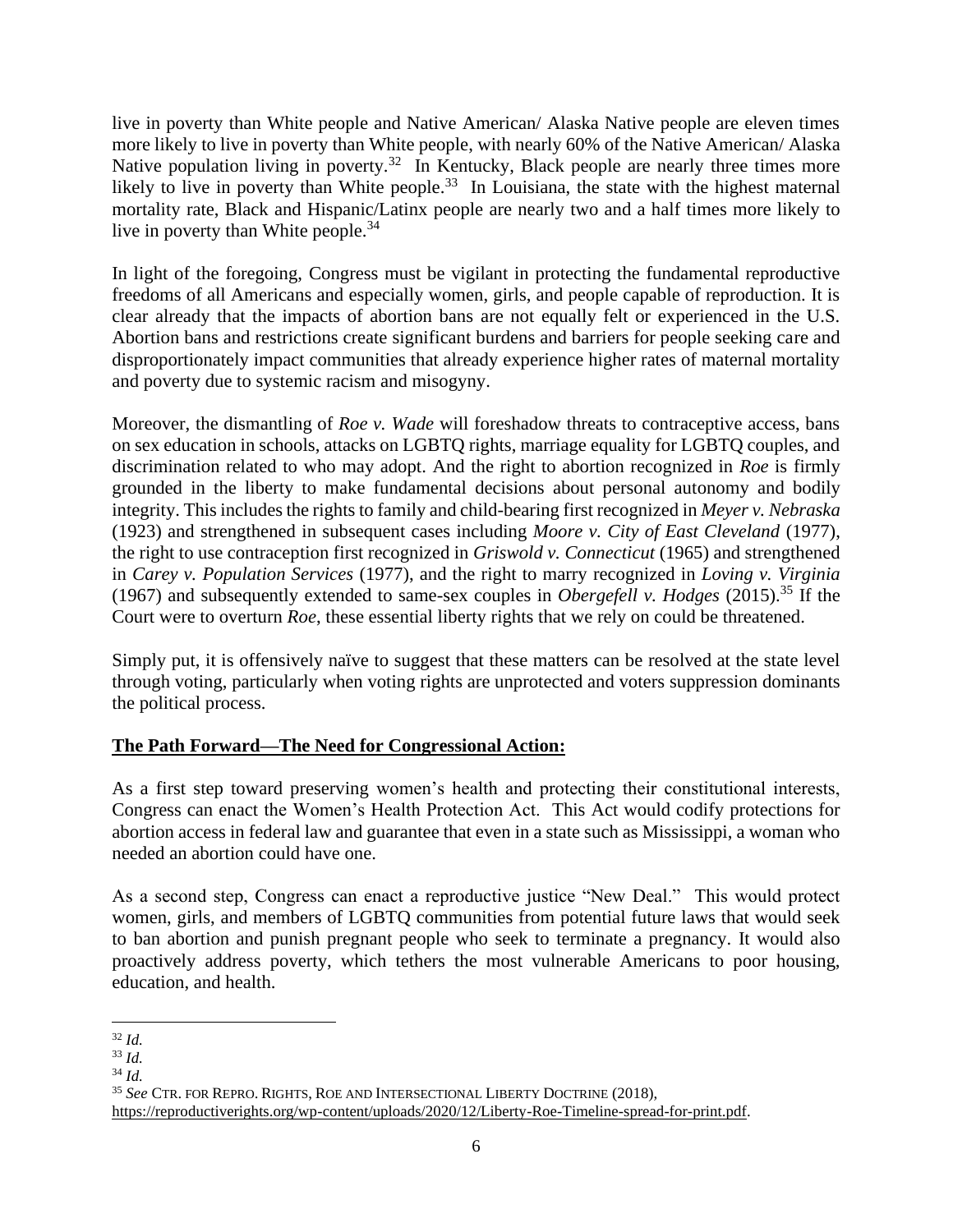live in poverty than White people and Native American/ Alaska Native people are eleven times more likely to live in poverty than White people, with nearly 60% of the Native American/ Alaska Native population living in poverty.[32] In Kentucky, Black people are nearly three times more likely to live in poverty than White people.[33] In Louisiana, the state with the highest maternal mortality rate, Black and Hispanic/Latinx people are nearly two and a half times more likely to live in poverty than White people.[34]

In light of the foregoing, Congress must be vigilant in protecting the fundamental reproductive freedoms of all Americans and especially women, girls, and people capable of reproduction. It is clear already that the impacts of abortion bans are not equally felt or experienced in the U.S. Abortion bans and restrictions create significant burdens and barriers for people seeking care and disproportionately impact communities that already experience higher rates of maternal mortality and poverty due to systemic racism and misogyny.

Moreover, the dismantling of *Roe v. Wade* will foreshadow threats to contraceptive access, bans on sex education in schools, attacks on LGBTQ rights, marriage equality for LGBTQ couples, and discrimination related to who may adopt. And the right to abortion recognized in *Roe* is firmly grounded in the liberty to make fundamental decisions about personal autonomy and bodily integrity. This includes the rights to family and child-bearing first recognized in *Meyer v. Nebraska* (1923) and strengthened in subsequent cases including *Moore v. City of East Cleveland* (1977), the right to use contraception first recognized in *Griswold v. Connecticut* (1965) and strengthened in *Carey v. Population Services* (1977), and the right to marry recognized in *Loving v. Virginia* (1967) and subsequently extended to same-sex couples in *Obergefell v. Hodges* (2015).[35] If the Court were to overturn *Roe*, these essential liberty rights that we rely on could be threatened.

Simply put, it is offensively naïve to suggest that these matters can be resolved at the state level through voting, particularly when voting rights are unprotected and voters suppression dominants the political process.

## The Path Forward—The Need for Congressional Action:

As a first step toward preserving women's health and protecting their constitutional interests, Congress can enact the Women's Health Protection Act. This Act would codify protections for abortion access in federal law and guarantee that even in a state such as Mississippi, a woman who needed an abortion could have one.

As a second step, Congress can enact a reproductive justice "New Deal." This would protect women, girls, and members of LGBTQ communities from potential future laws that would seek to ban abortion and punish pregnant people who seek to terminate a pregnancy. It would also proactively address poverty, which tethers the most vulnerable Americans to poor housing, education, and health.

---

[32] *Id.*

[33] *Id.*

[34] *Id.*

[35] *See* CTR. FOR REPRO. RIGHTS, ROE AND INTERSECTIONAL LIBERTY DOCTRINE (2018), https://reproductiverights.org/wp-content/uploads/2020/12/Liberty-Roe-Timeline-spread-for-print.pdf.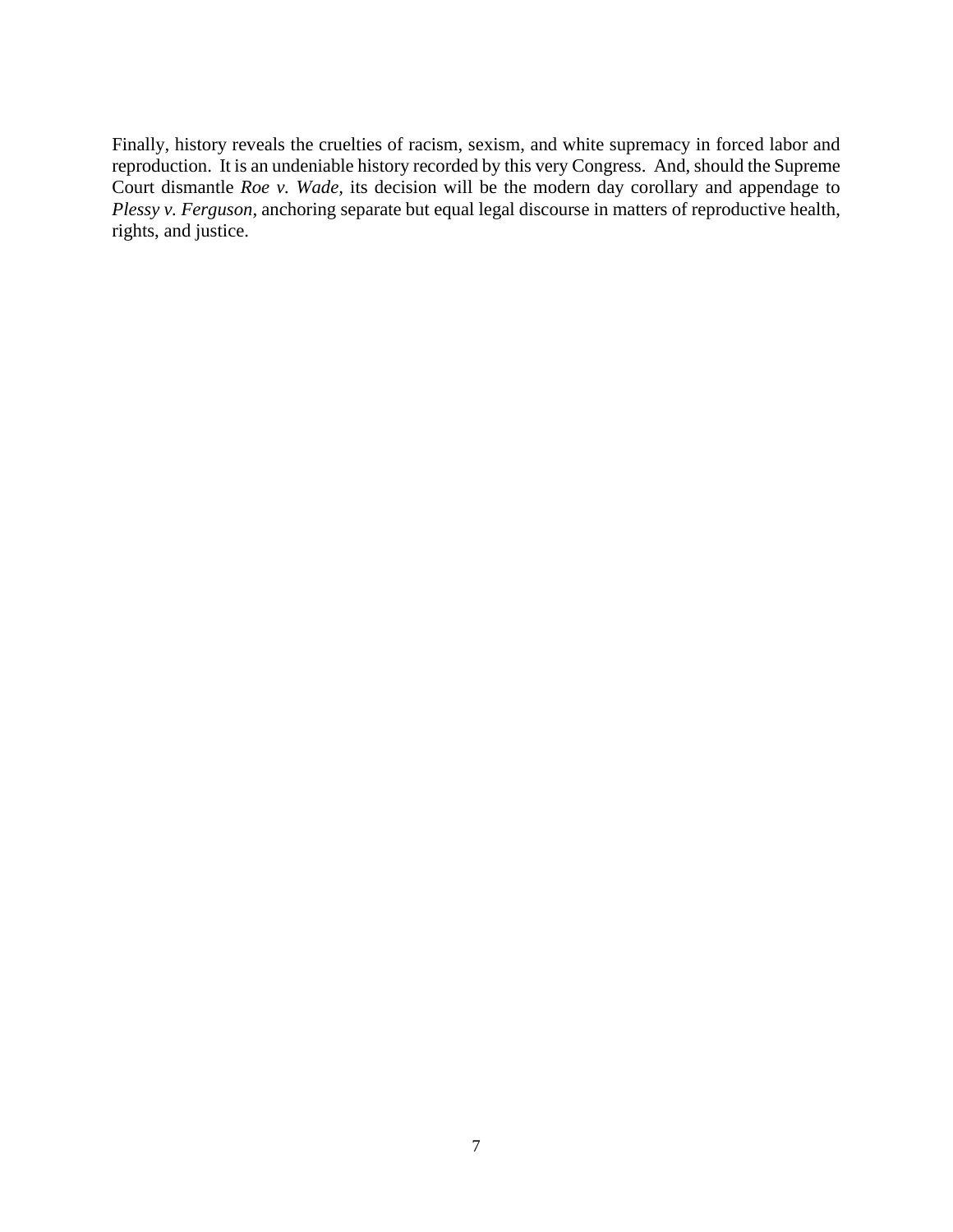Finally, history reveals the cruelties of racism, sexism, and white supremacy in forced labor and reproduction. It is an undeniable history recorded by this very Congress. And, should the Supreme Court dismantle *Roe v. Wade*, its decision will be the modern day corollary and appendage to *Plessy v. Ferguson*, anchoring separate but equal legal discourse in matters of reproductive health, rights, and justice.